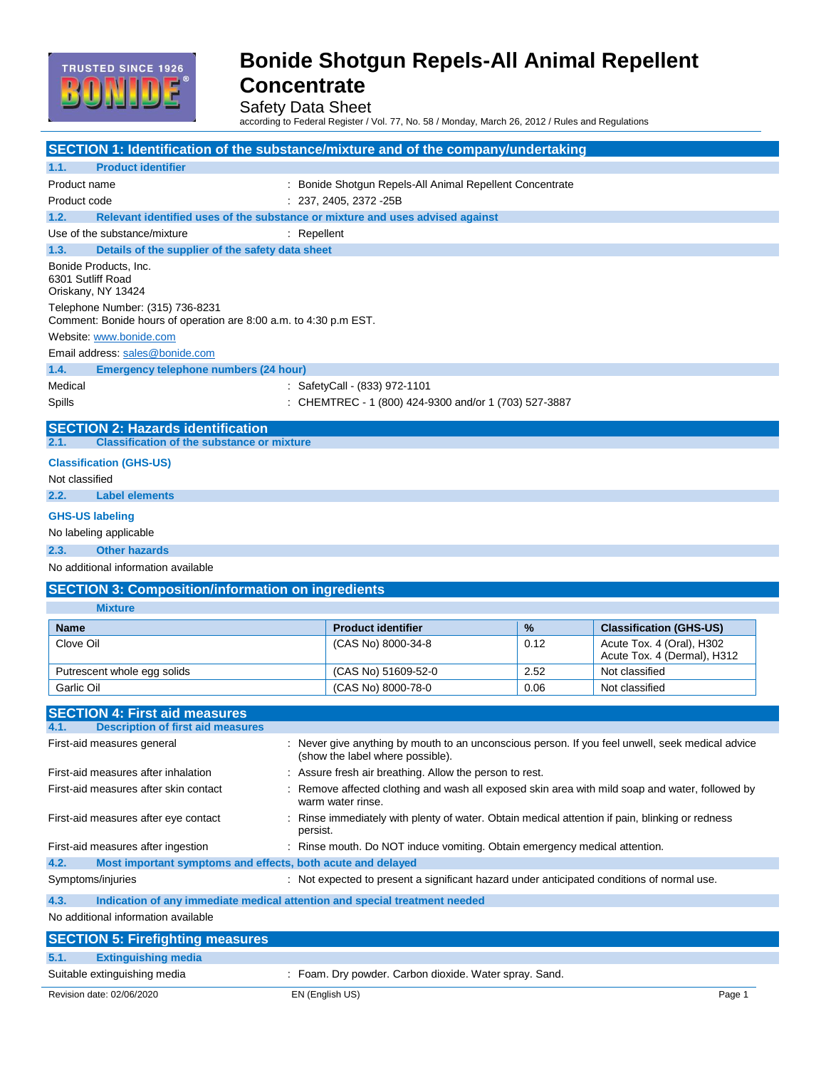# Bonide Shotgun Repels-All Animal Repellent Concentrate

Safety Data Sheet

according to Federal Register / Vol. 77, No. 58 / Monday, March 26, 2012 / Rules and Regulations

## SECTION 1: Identification of the substance/mixture and of the company/undertaking

### 1.1. Product identifier

Product name : Bonide Shotgun Repels-All Animal Repellent Concentrate

Product code : 237, 2405, 2372 -25B

### 1.2. Relevant identified uses of the substance or mixture and uses advised against

Use of the substance/mixture : Repellent

### 1.3. Details of the supplier of the safety data sheet

Bonide Products, Inc.
6301 Sutliff Road
Oriskany, NY 13424

Telephone Number: (315) 736-8231
Comment: Bonide hours of operation are 8:00 a.m. to 4:30 p.m EST.

Website: www.bonide.com

Email address: sales@bonide.com

### 1.4. Emergency telephone numbers (24 hour)

Medical : SafetyCall - (833) 972-1101

Spills : CHEMTREC - 1 (800) 424-9300 and/or 1 (703) 527-3887

## SECTION 2: Hazards identification

### 2.1. Classification of the substance or mixture

**Classification (GHS-US)**

Not classified

### 2.2. Label elements

**GHS-US labeling**

No labeling applicable

### 2.3. Other hazards

No additional information available

## SECTION 3: Composition/information on ingredients

**Mixture**

| Name | Product identifier | % | Classification (GHS-US) |
|---|---|---|---|
| Clove Oil | (CAS No) 8000-34-8 | 0.12 | Acute Tox. 4 (Oral), H302<br>Acute Tox. 4 (Dermal), H312 |
| Putrescent whole egg solids | (CAS No) 51609-52-0 | 2.52 | Not classified |
| Garlic Oil | (CAS No) 8000-78-0 | 0.06 | Not classified |

## SECTION 4: First aid measures

### 4.1. Description of first aid measures

First-aid measures general : Never give anything by mouth to an unconscious person. If you feel unwell, seek medical advice (show the label where possible).

First-aid measures after inhalation : Assure fresh air breathing. Allow the person to rest.

First-aid measures after skin contact : Remove affected clothing and wash all exposed skin area with mild soap and water, followed by warm water rinse.

First-aid measures after eye contact : Rinse immediately with plenty of water. Obtain medical attention if pain, blinking or redness persist.

First-aid measures after ingestion : Rinse mouth. Do NOT induce vomiting. Obtain emergency medical attention.

### 4.2. Most important symptoms and effects, both acute and delayed

Symptoms/injuries : Not expected to present a significant hazard under anticipated conditions of normal use.

### 4.3. Indication of any immediate medical attention and special treatment needed

No additional information available

## SECTION 5: Firefighting measures

### 5.1. Extinguishing media

Suitable extinguishing media : Foam. Dry powder. Carbon dioxide. Water spray. Sand.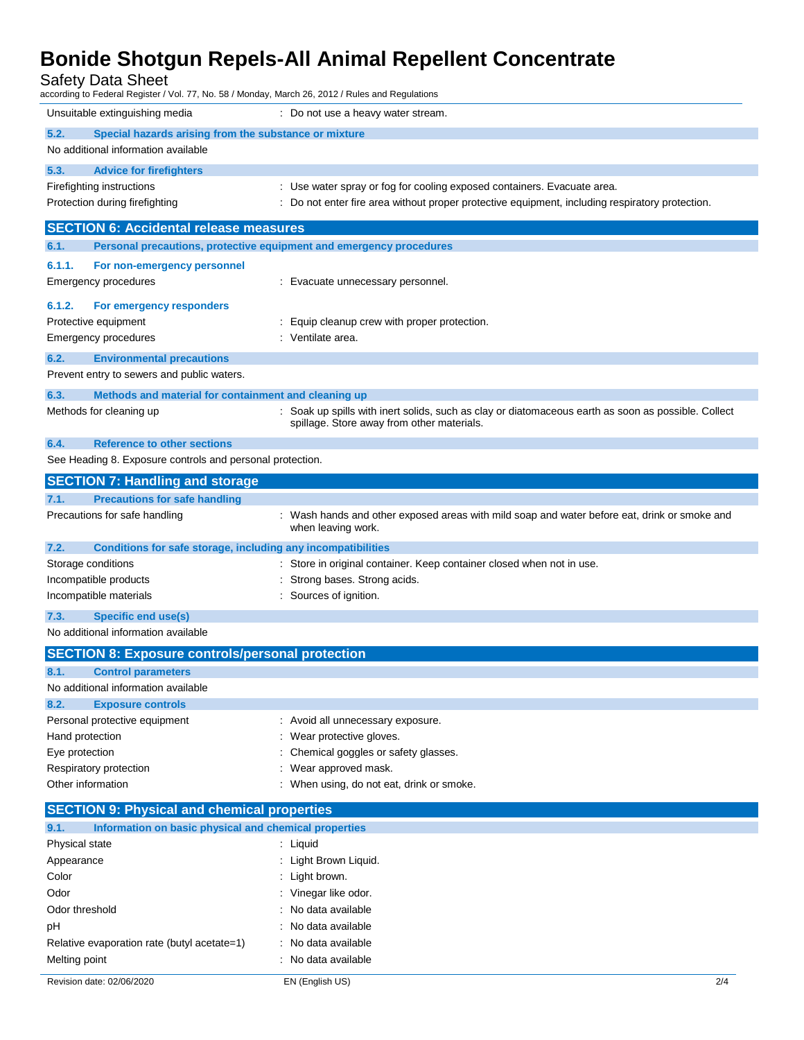| | |
|---|---|
| Unsuitable extinguishing media | : Do not use a heavy water stream. |

### 5.2. Special hazards arising from the substance or mixture

No additional information available

### 5.3. Advice for firefighters

| | |
|---|---|
| Firefighting instructions | : Use water spray or fog for cooling exposed containers. Evacuate area. |
| Protection during firefighting | : Do not enter fire area without proper protective equipment, including respiratory protection. |

## SECTION 6: Accidental release measures

### 6.1. Personal precautions, protective equipment and emergency procedures

#### 6.1.1. For non-emergency personnel

| | |
|---|---|
| Emergency procedures | : Evacuate unnecessary personnel. |

#### 6.1.2. For emergency responders

| | |
|---|---|
| Protective equipment | : Equip cleanup crew with proper protection. |
| Emergency procedures | : Ventilate area. |

### 6.2. Environmental precautions

Prevent entry to sewers and public waters.

### 6.3. Methods and material for containment and cleaning up

| | |
|---|---|
| Methods for cleaning up | : Soak up spills with inert solids, such as clay or diatomaceous earth as soon as possible. Collect spillage. Store away from other materials. |

### 6.4. Reference to other sections

See Heading 8. Exposure controls and personal protection.

## SECTION 7: Handling and storage

### 7.1. Precautions for safe handling

| | |
|---|---|
| Precautions for safe handling | : Wash hands and other exposed areas with mild soap and water before eat, drink or smoke and when leaving work. |

### 7.2. Conditions for safe storage, including any incompatibilities

| | |
|---|---|
| Storage conditions | : Store in original container. Keep container closed when not in use. |
| Incompatible products | : Strong bases. Strong acids. |
| Incompatible materials | : Sources of ignition. |

### 7.3. Specific end use(s)

No additional information available

## SECTION 8: Exposure controls/personal protection

### 8.1. Control parameters

No additional information available

### 8.2. Exposure controls

| | |
|---|---|
| Personal protective equipment | : Avoid all unnecessary exposure. |
| Hand protection | : Wear protective gloves. |
| Eye protection | : Chemical goggles or safety glasses. |
| Respiratory protection | : Wear approved mask. |
| Other information | : When using, do not eat, drink or smoke. |

## SECTION 9: Physical and chemical properties

### 9.1. Information on basic physical and chemical properties

| | |
|---|---|
| Physical state | : Liquid |
| Appearance | : Light Brown Liquid. |
| Color | : Light brown. |
| Odor | : Vinegar like odor. |
| Odor threshold | : No data available |
| pH | : No data available |
| Relative evaporation rate (butyl acetate=1) | : No data available |
| Melting point | : No data available |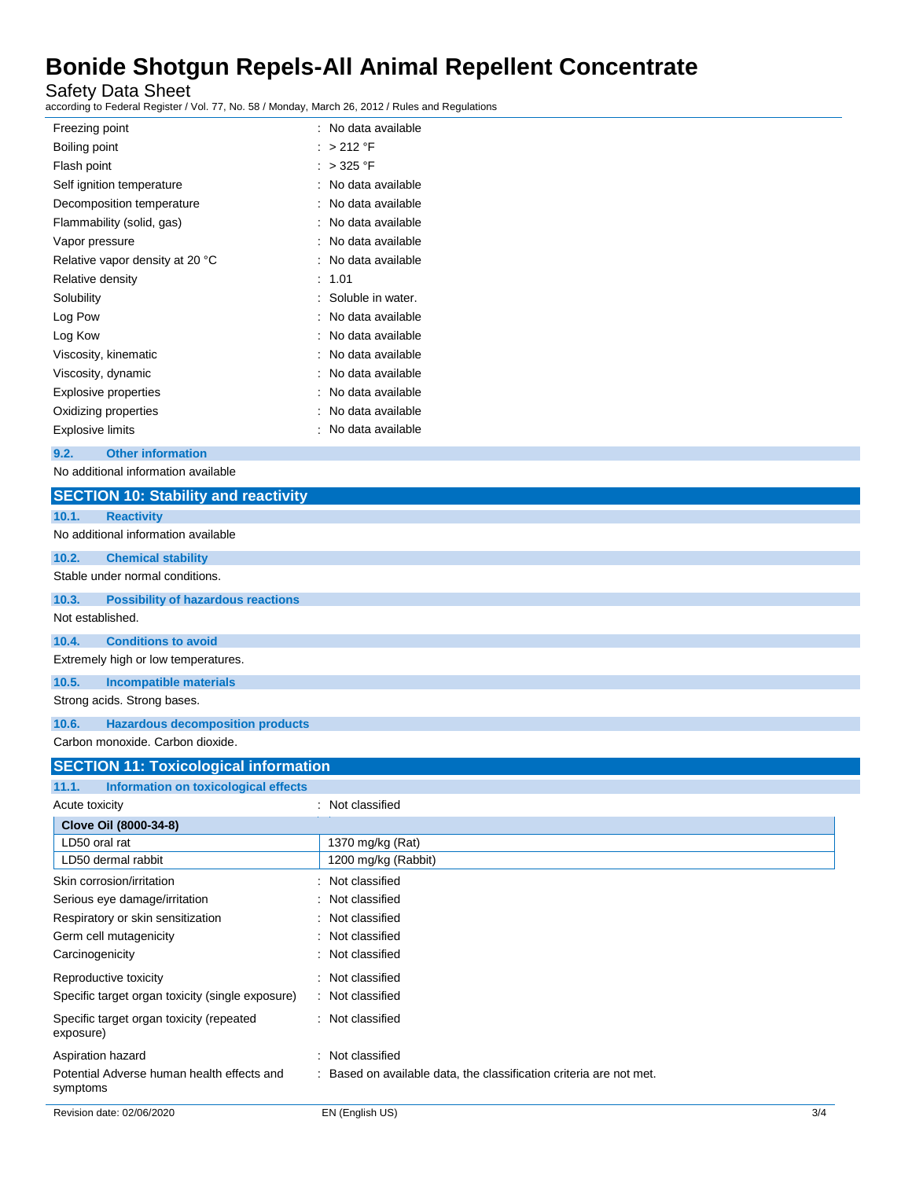| | | |
|---|---|---|
| Freezing point | : | No data available |
| Boiling point | : | > 212 °F |
| Flash point | : | > 325 °F |
| Self ignition temperature | : | No data available |
| Decomposition temperature | : | No data available |
| Flammability (solid, gas) | : | No data available |
| Vapor pressure | : | No data available |
| Relative vapor density at 20 °C | : | No data available |
| Relative density | : | 1.01 |
| Solubility | : | Soluble in water. |
| Log Pow | : | No data available |
| Log Kow | : | No data available |
| Viscosity, kinematic | : | No data available |
| Viscosity, dynamic | : | No data available |
| Explosive properties | : | No data available |
| Oxidizing properties | : | No data available |
| Explosive limits | : | No data available |

### 9.2. Other information

No additional information available

## SECTION 10: Stability and reactivity

### 10.1. Reactivity

No additional information available

### 10.2. Chemical stability

Stable under normal conditions.

### 10.3. Possibility of hazardous reactions

Not established.

### 10.4. Conditions to avoid

Extremely high or low temperatures.

### 10.5. Incompatible materials

Strong acids. Strong bases.

### 10.6. Hazardous decomposition products

Carbon monoxide. Carbon dioxide.

## SECTION 11: Toxicological information

### 11.1. Information on toxicological effects

Acute toxicity : Not classified

| **Clove Oil (8000-34-8)** | |
|---|---|
| LD50 oral rat | 1370 mg/kg (Rat) |
| LD50 dermal rabbit | 1200 mg/kg (Rabbit) |

| | | |
|---|---|---|
| Skin corrosion/irritation | : | Not classified |
| Serious eye damage/irritation | : | Not classified |
| Respiratory or skin sensitization | : | Not classified |
| Germ cell mutagenicity | : | Not classified |
| Carcinogenicity | : | Not classified |
| Reproductive toxicity | : | Not classified |
| Specific target organ toxicity (single exposure) | : | Not classified |
| Specific target organ toxicity (repeated exposure) | : | Not classified |
| Aspiration hazard | : | Not classified |
| Potential Adverse human health effects and symptoms | : | Based on available data, the classification criteria are not met. |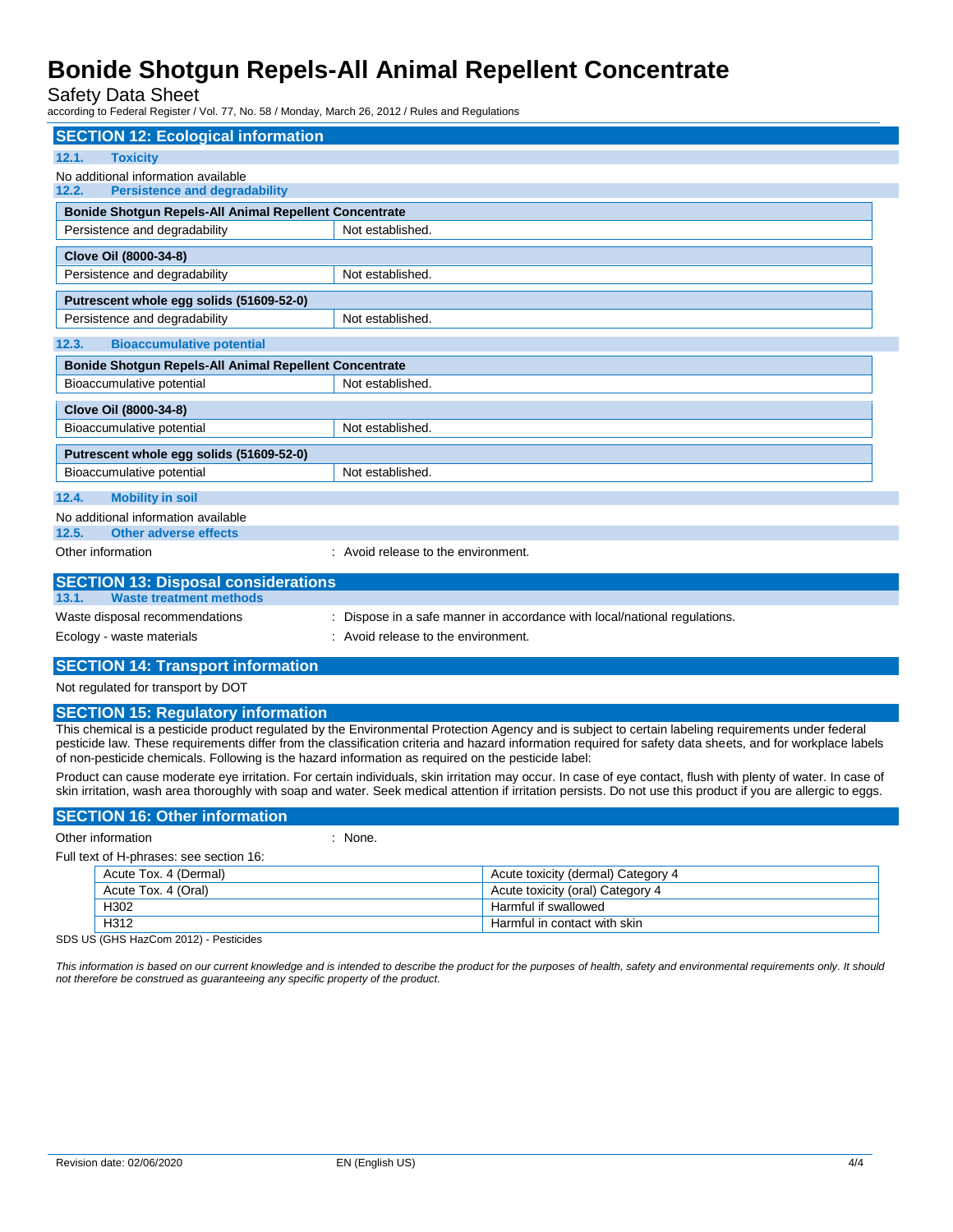## SECTION 12: Ecological information

### 12.1. Toxicity

No additional information available

### 12.2. Persistence and degradability

| Bonide Shotgun Repels-All Animal Repellent Concentrate | |
|---|---|
| Persistence and degradability | Not established. |

| Clove Oil (8000-34-8) | |
|---|---|
| Persistence and degradability | Not established. |

| Putrescent whole egg solids (51609-52-0) | |
|---|---|
| Persistence and degradability | Not established. |

### 12.3. Bioaccumulative potential

| Bonide Shotgun Repels-All Animal Repellent Concentrate | |
|---|---|
| Bioaccumulative potential | Not established. |

| Clove Oil (8000-34-8) | |
|---|---|
| Bioaccumulative potential | Not established. |

| Putrescent whole egg solids (51609-52-0) | |
|---|---|
| Bioaccumulative potential | Not established. |

### 12.4. Mobility in soil

No additional information available

### 12.5. Other adverse effects

Other information : Avoid release to the environment.

## SECTION 13: Disposal considerations

### 13.1. Waste treatment methods

Waste disposal recommendations : Dispose in a safe manner in accordance with local/national regulations.

Ecology - waste materials : Avoid release to the environment.

## SECTION 14: Transport information

Not regulated for transport by DOT

## SECTION 15: Regulatory information

This chemical is a pesticide product regulated by the Environmental Protection Agency and is subject to certain labeling requirements under federal pesticide law. These requirements differ from the classification criteria and hazard information required for safety data sheets, and for workplace labels of non-pesticide chemicals. Following is the hazard information as required on the pesticide label:

Product can cause moderate eye irritation. For certain individuals, skin irritation may occur. In case of eye contact, flush with plenty of water. In case of skin irritation, wash area thoroughly with soap and water. Seek medical attention if irritation persists. Do not use this product if you are allergic to eggs.

## SECTION 16: Other information

Other information : None.

Full text of H-phrases: see section 16:

| | |
|---|---|
| Acute Tox. 4 (Dermal) | Acute toxicity (dermal) Category 4 |
| Acute Tox. 4 (Oral) | Acute toxicity (oral) Category 4 |
| H302 | Harmful if swallowed |
| H312 | Harmful in contact with skin |

SDS US (GHS HazCom 2012) - Pesticides

*This information is based on our current knowledge and is intended to describe the product for the purposes of health, safety and environmental requirements only. It should not therefore be construed as guaranteeing any specific property of the product.*